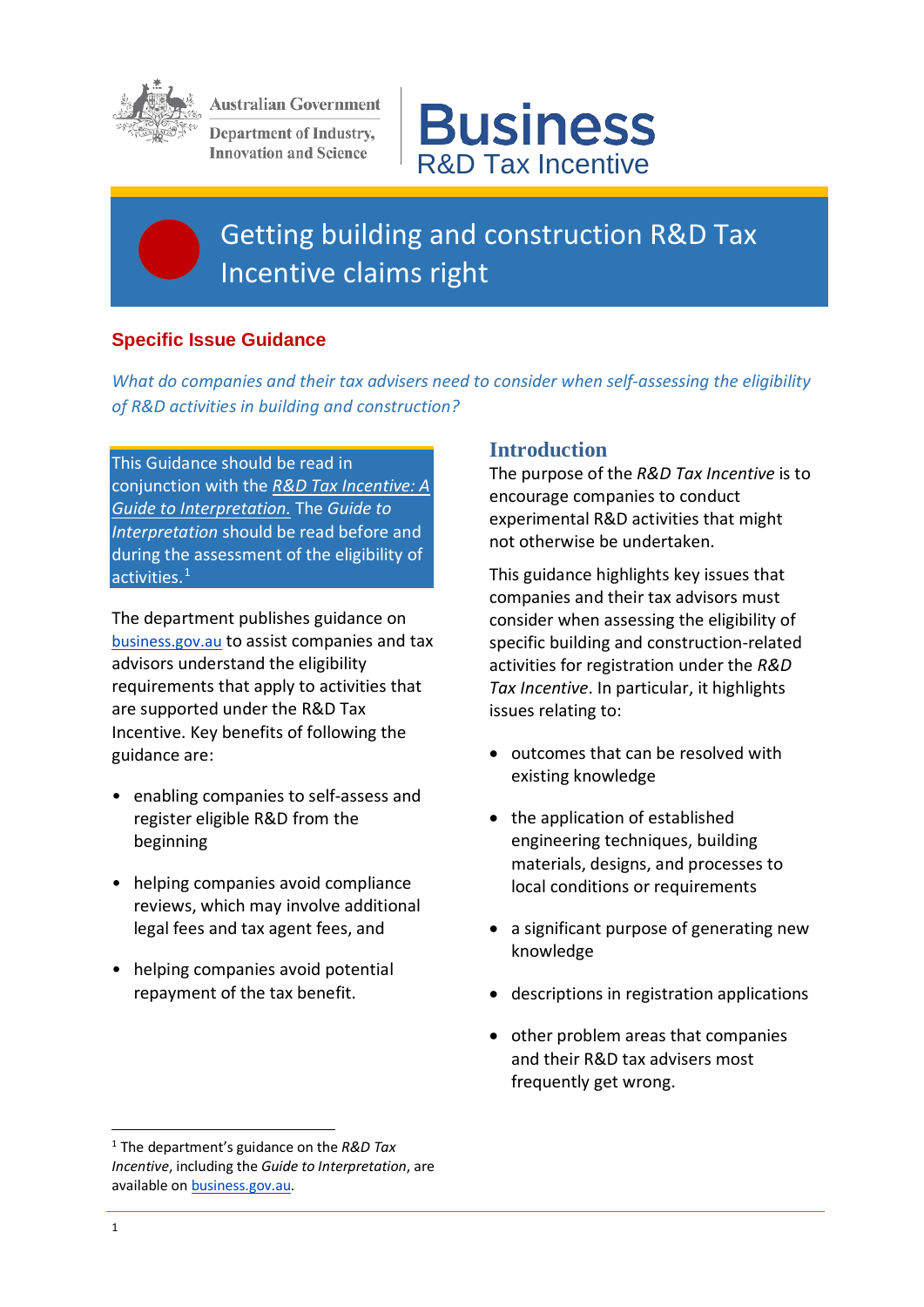Australian Government

Department of Industry, Innovation and Science

Business

R&D Tax Incentive

# Getting building and construction R&D Tax Incentive claims right

## Specific Issue Guidance

*What do companies and their tax advisers need to consider when self-assessing the eligibility of R&D activities in building and construction?*

This Guidance should be read in conjunction with the *R&D Tax Incentive: A Guide to Interpretation.* The *Guide to Interpretation* should be read before and during the assessment of the eligibility of activities.[1]

The department publishes guidance on business.gov.au to assist companies and tax advisors understand the eligibility requirements that apply to activities that are supported under the R&D Tax Incentive. Key benefits of following the guidance are:

- enabling companies to self-assess and register eligible R&D from the beginning
- helping companies avoid compliance reviews, which may involve additional legal fees and tax agent fees, and
- helping companies avoid potential repayment of the tax benefit.

## Introduction

The purpose of the *R&D Tax Incentive* is to encourage companies to conduct experimental R&D activities that might not otherwise be undertaken.

This guidance highlights key issues that companies and their tax advisors must consider when assessing the eligibility of specific building and construction-related activities for registration under the *R&D Tax Incentive*. In particular, it highlights issues relating to:

- outcomes that can be resolved with existing knowledge
- the application of established engineering techniques, building materials, designs, and processes to local conditions or requirements
- a significant purpose of generating new knowledge
- descriptions in registration applications
- other problem areas that companies and their R&D tax advisers most frequently get wrong.

[1] The department's guidance on the *R&D Tax Incentive*, including the *Guide to Interpretation*, are available on business.gov.au.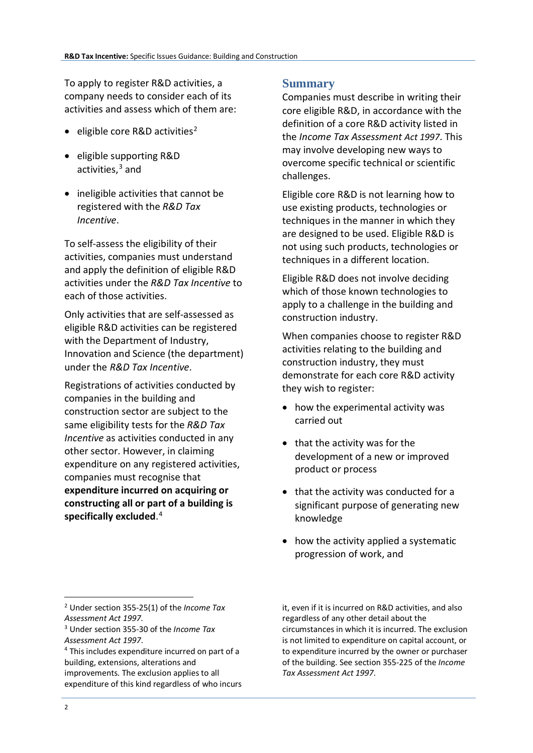To apply to register R&D activities, a company needs to consider each of its activities and assess which of them are:

- eligible core R&D activities[2]
- eligible supporting R&D activities,[3] and
- ineligible activities that cannot be registered with the *R&D Tax Incentive*.

To self-assess the eligibility of their activities, companies must understand and apply the definition of eligible R&D activities under the *R&D Tax Incentive* to each of those activities.

Only activities that are self-assessed as eligible R&D activities can be registered with the Department of Industry, Innovation and Science (the department) under the *R&D Tax Incentive*.

Registrations of activities conducted by companies in the building and construction sector are subject to the same eligibility tests for the *R&D Tax Incentive* as activities conducted in any other sector. However, in claiming expenditure on any registered activities, companies must recognise that **expenditure incurred on acquiring or constructing all or part of a building is specifically excluded**.[4]

## Summary

Companies must describe in writing their core eligible R&D, in accordance with the definition of a core R&D activity listed in the *Income Tax Assessment Act 1997*. This may involve developing new ways to overcome specific technical or scientific challenges.

Eligible core R&D is not learning how to use existing products, technologies or techniques in the manner in which they are designed to be used. Eligible R&D is not using such products, technologies or techniques in a different location.

Eligible R&D does not involve deciding which of those known technologies to apply to a challenge in the building and construction industry.

When companies choose to register R&D activities relating to the building and construction industry, they must demonstrate for each core R&D activity they wish to register:

- how the experimental activity was carried out
- that the activity was for the development of a new or improved product or process
- that the activity was conducted for a significant purpose of generating new knowledge
- how the activity applied a systematic progression of work, and

---

[2] Under section 355-25(1) of the *Income Tax Assessment Act 1997*.

[3] Under section 355-30 of the *Income Tax Assessment Act 1997*.

[4] This includes expenditure incurred on part of a building, extensions, alterations and improvements. The exclusion applies to all expenditure of this kind regardless of who incurs it, even if it is incurred on R&D activities, and also regardless of any other detail about the circumstances in which it is incurred. The exclusion is not limited to expenditure on capital account, or to expenditure incurred by the owner or purchaser of the building. See section 355-225 of the *Income Tax Assessment Act 1997*.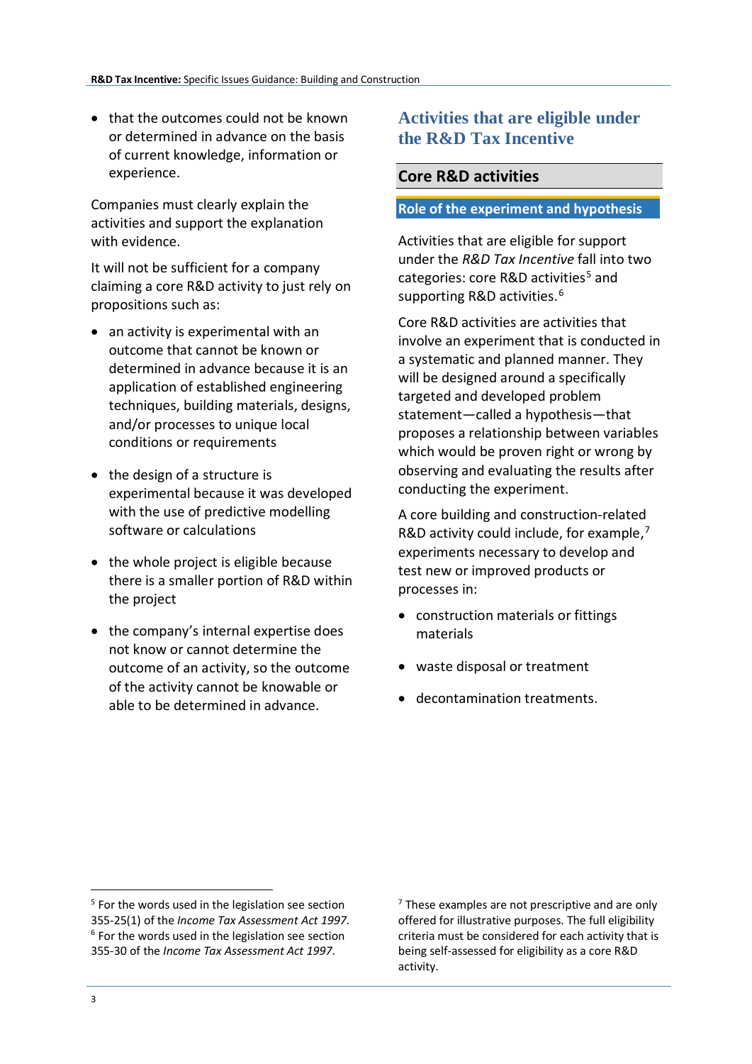- that the outcomes could not be known or determined in advance on the basis of current knowledge, information or experience.

Companies must clearly explain the activities and support the explanation with evidence.

It will not be sufficient for a company claiming a core R&D activity to just rely on propositions such as:

- an activity is experimental with an outcome that cannot be known or determined in advance because it is an application of established engineering techniques, building materials, designs, and/or processes to unique local conditions or requirements
- the design of a structure is experimental because it was developed with the use of predictive modelling software or calculations
- the whole project is eligible because there is a smaller portion of R&D within the project
- the company's internal expertise does not know or cannot determine the outcome of an activity, so the outcome of the activity cannot be knowable or able to be determined in advance.

# Activities that are eligible under the R&D Tax Incentive

## Core R&D activities

### Role of the experiment and hypothesis

Activities that are eligible for support under the *R&D Tax Incentive* fall into two categories: core R&D activities[5] and supporting R&D activities.[6]

Core R&D activities are activities that involve an experiment that is conducted in a systematic and planned manner. They will be designed around a specifically targeted and developed problem statement—called a hypothesis—that proposes a relationship between variables which would be proven right or wrong by observing and evaluating the results after conducting the experiment.

A core building and construction-related R&D activity could include, for example,[7] experiments necessary to develop and test new or improved products or processes in:

- construction materials or fittings materials
- waste disposal or treatment
- decontamination treatments.

---

[5] For the words used in the legislation see section 355-25(1) of the *Income Tax Assessment Act 1997*.

[6] For the words used in the legislation see section 355-30 of the *Income Tax Assessment Act 1997*.

[7] These examples are not prescriptive and are only offered for illustrative purposes. The full eligibility criteria must be considered for each activity that is being self-assessed for eligibility as a core R&D activity.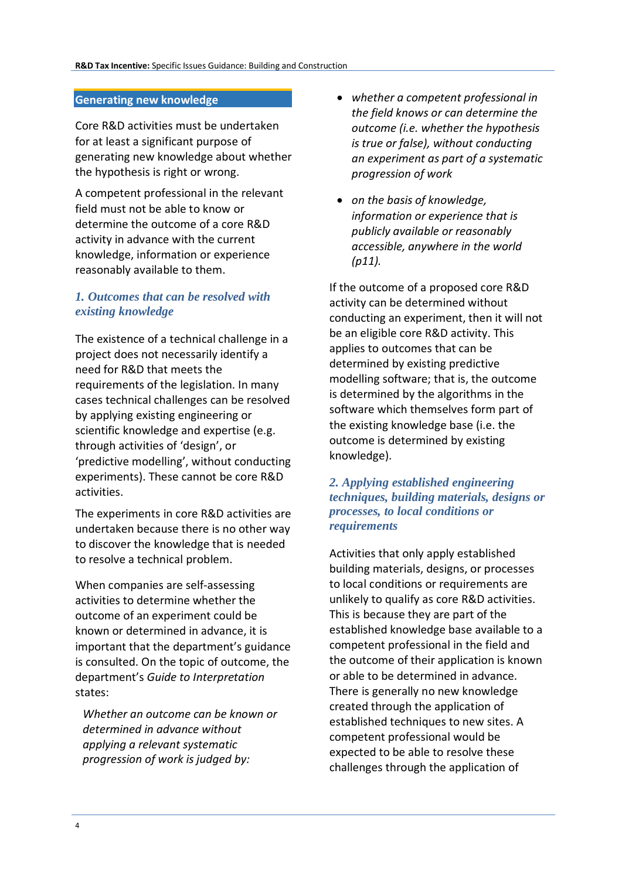## Generating new knowledge

Core R&D activities must be undertaken for at least a significant purpose of generating new knowledge about whether the hypothesis is right or wrong.

A competent professional in the relevant field must not be able to know or determine the outcome of a core R&D activity in advance with the current knowledge, information or experience reasonably available to them.

### *1. Outcomes that can be resolved with existing knowledge*

The existence of a technical challenge in a project does not necessarily identify a need for R&D that meets the requirements of the legislation. In many cases technical challenges can be resolved by applying existing engineering or scientific knowledge and expertise (e.g. through activities of 'design', or 'predictive modelling', without conducting experiments). These cannot be core R&D activities.

The experiments in core R&D activities are undertaken because there is no other way to discover the knowledge that is needed to resolve a technical problem.

When companies are self-assessing activities to determine whether the outcome of an experiment could be known or determined in advance, it is important that the department's guidance is consulted. On the topic of outcome, the department's *Guide to Interpretation* states:

> *Whether an outcome can be known or determined in advance without applying a relevant systematic progression of work is judged by:*
>
> - *whether a competent professional in the field knows or can determine the outcome (i.e. whether the hypothesis is true or false), without conducting an experiment as part of a systematic progression of work*
> - *on the basis of knowledge, information or experience that is publicly available or reasonably accessible, anywhere in the world (p11).*

If the outcome of a proposed core R&D activity can be determined without conducting an experiment, then it will not be an eligible core R&D activity. This applies to outcomes that can be determined by existing predictive modelling software; that is, the outcome is determined by the algorithms in the software which themselves form part of the existing knowledge base (i.e. the outcome is determined by existing knowledge).

### *2. Applying established engineering techniques, building materials, designs or processes, to local conditions or requirements*

Activities that only apply established building materials, designs, or processes to local conditions or requirements are unlikely to qualify as core R&D activities. This is because they are part of the established knowledge base available to a competent professional in the field and the outcome of their application is known or able to be determined in advance. There is generally no new knowledge created through the application of established techniques to new sites. A competent professional would be expected to be able to resolve these challenges through the application of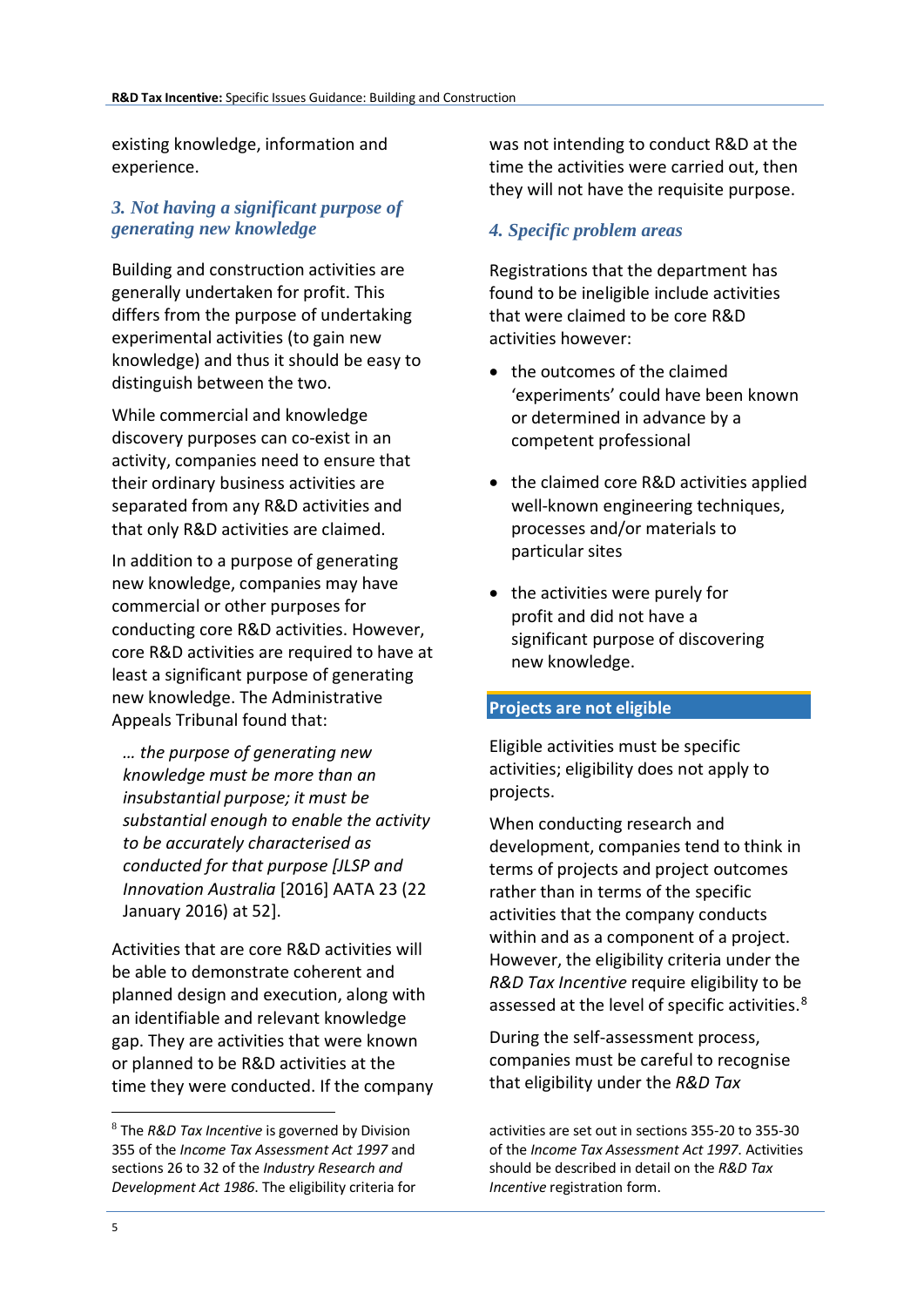existing knowledge, information and experience.

### *3. Not having a significant purpose of generating new knowledge*

Building and construction activities are generally undertaken for profit. This differs from the purpose of undertaking experimental activities (to gain new knowledge) and thus it should be easy to distinguish between the two.

While commercial and knowledge discovery purposes can co-exist in an activity, companies need to ensure that their ordinary business activities are separated from any R&D activities and that only R&D activities are claimed.

In addition to a purpose of generating new knowledge, companies may have commercial or other purposes for conducting core R&D activities. However, core R&D activities are required to have at least a significant purpose of generating new knowledge. The Administrative Appeals Tribunal found that:

> *… the purpose of generating new knowledge must be more than an insubstantial purpose; it must be substantial enough to enable the activity to be accurately characterised as conducted for that purpose [JLSP and Innovation Australia* [2016] AATA 23 (22 January 2016) at 52].

Activities that are core R&D activities will be able to demonstrate coherent and planned design and execution, along with an identifiable and relevant knowledge gap. They are activities that were known or planned to be R&D activities at the time they were conducted. If the company was not intending to conduct R&D at the time the activities were carried out, then they will not have the requisite purpose.

### *4. Specific problem areas*

Registrations that the department has found to be ineligible include activities that were claimed to be core R&D activities however:

- the outcomes of the claimed 'experiments' could have been known or determined in advance by a competent professional
- the claimed core R&D activities applied well-known engineering techniques, processes and/or materials to particular sites
- the activities were purely for profit and did not have a significant purpose of discovering new knowledge.

## Projects are not eligible

Eligible activities must be specific activities; eligibility does not apply to projects.

When conducting research and development, companies tend to think in terms of projects and project outcomes rather than in terms of the specific activities that the company conducts within and as a component of a project. However, the eligibility criteria under the *R&D Tax Incentive* require eligibility to be assessed at the level of specific activities.[8]

During the self-assessment process, companies must be careful to recognise that eligibility under the *R&D Tax*

[8] The *R&D Tax Incentive* is governed by Division 355 of the *Income Tax Assessment Act 1997* and sections 26 to 32 of the *Industry Research and Development Act 1986*. The eligibility criteria for activities are set out in sections 355-20 to 355-30 of the *Income Tax Assessment Act 1997*. Activities should be described in detail on the *R&D Tax Incentive* registration form.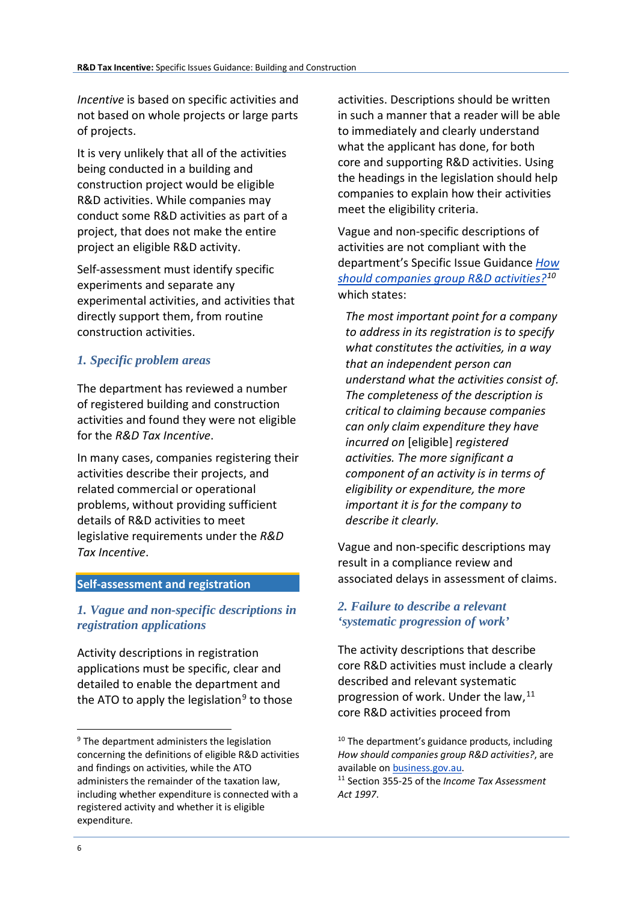*Incentive* is based on specific activities and not based on whole projects or large parts of projects.

It is very unlikely that all of the activities being conducted in a building and construction project would be eligible R&D activities. While companies may conduct some R&D activities as part of a project, that does not make the entire project an eligible R&D activity.

Self-assessment must identify specific experiments and separate any experimental activities, and activities that directly support them, from routine construction activities.

### *1. Specific problem areas*

The department has reviewed a number of registered building and construction activities and found they were not eligible for the *R&D Tax Incentive*.

In many cases, companies registering their activities describe their projects, and related commercial or operational problems, without providing sufficient details of R&D activities to meet legislative requirements under the *R&D Tax Incentive*.

## Self-assessment and registration

### *1. Vague and non-specific descriptions in registration applications*

Activity descriptions in registration applications must be specific, clear and detailed to enable the department and the ATO to apply the legislation[9] to those activities. Descriptions should be written in such a manner that a reader will be able to immediately and clearly understand what the applicant has done, for both core and supporting R&D activities. Using the headings in the legislation should help companies to explain how their activities meet the eligibility criteria.

Vague and non-specific descriptions of activities are not compliant with the department's Specific Issue Guidance *How should companies group R&D activities?*[10] which states:

> *The most important point for a company to address in its registration is to specify what constitutes the activities, in a way that an independent person can understand what the activities consist of. The completeness of the description is critical to claiming because companies can only claim expenditure they have incurred on* [eligible] *registered activities. The more significant a component of an activity is in terms of eligibility or expenditure, the more important it is for the company to describe it clearly.*

Vague and non-specific descriptions may result in a compliance review and associated delays in assessment of claims.

### *2. Failure to describe a relevant 'systematic progression of work'*

The activity descriptions that describe core R&D activities must include a clearly described and relevant systematic progression of work. Under the law,[11] core R&D activities proceed from

[9] The department administers the legislation concerning the definitions of eligible R&D activities and findings on activities, while the ATO administers the remainder of the taxation law, including whether expenditure is connected with a registered activity and whether it is eligible expenditure.

[10] The department's guidance products, including *How should companies group R&D activities?*, are available on business.gov.au.

[11] Section 355-25 of the *Income Tax Assessment Act 1997*.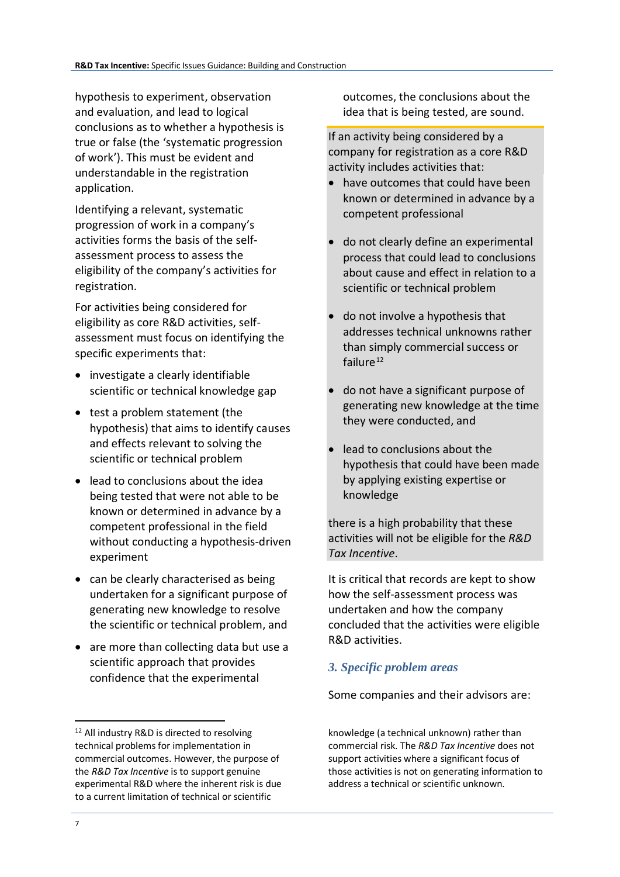hypothesis to experiment, observation and evaluation, and lead to logical conclusions as to whether a hypothesis is true or false (the 'systematic progression of work'). This must be evident and understandable in the registration application.

Identifying a relevant, systematic progression of work in a company's activities forms the basis of the self-assessment process to assess the eligibility of the company's activities for registration.

For activities being considered for eligibility as core R&D activities, self-assessment must focus on identifying the specific experiments that:

- investigate a clearly identifiable scientific or technical knowledge gap
- test a problem statement (the hypothesis) that aims to identify causes and effects relevant to solving the scientific or technical problem
- lead to conclusions about the idea being tested that were not able to be known or determined in advance by a competent professional in the field without conducting a hypothesis-driven experiment
- can be clearly characterised as being undertaken for a significant purpose of generating new knowledge to resolve the scientific or technical problem, and
- are more than collecting data but use a scientific approach that provides confidence that the experimental outcomes, the conclusions about the idea that is being tested, are sound.

> If an activity being considered by a company for registration as a core R&D activity includes activities that:
>
> - have outcomes that could have been known or determined in advance by a competent professional
> - do not clearly define an experimental process that could lead to conclusions about cause and effect in relation to a scientific or technical problem
> - do not involve a hypothesis that addresses technical unknowns rather than simply commercial success or failure[12]
> - do not have a significant purpose of generating new knowledge at the time they were conducted, and
> - lead to conclusions about the hypothesis that could have been made by applying existing expertise or knowledge
>
> there is a high probability that these activities will not be eligible for the *R&D Tax Incentive*.

It is critical that records are kept to show how the self-assessment process was undertaken and how the company concluded that the activities were eligible R&D activities.

## 3. Specific problem areas

Some companies and their advisors are:

[12] All industry R&D is directed to resolving technical problems for implementation in commercial outcomes. However, the purpose of the *R&D Tax Incentive* is to support genuine experimental R&D where the inherent risk is due to a current limitation of technical or scientific knowledge (a technical unknown) rather than commercial risk. The *R&D Tax Incentive* does not support activities where a significant focus of those activities is not on generating information to address a technical or scientific unknown.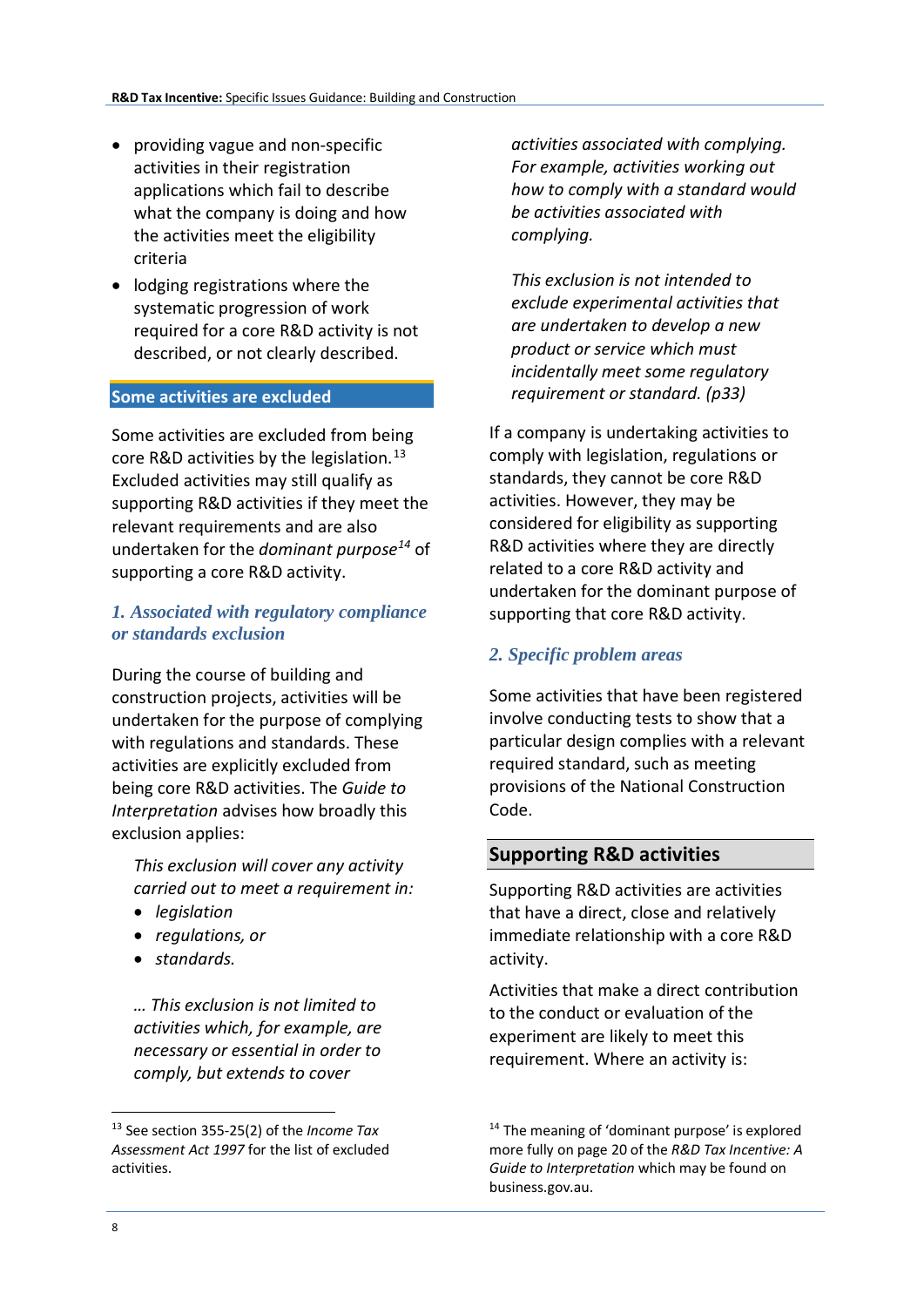- providing vague and non-specific activities in their registration applications which fail to describe what the company is doing and how the activities meet the eligibility criteria
- lodging registrations where the systematic progression of work required for a core R&D activity is not described, or not clearly described.

## Some activities are excluded

Some activities are excluded from being core R&D activities by the legislation.[13] Excluded activities may still qualify as supporting R&D activities if they meet the relevant requirements and are also undertaken for the *dominant purpose*[14] of supporting a core R&D activity.

### *1. Associated with regulatory compliance or standards exclusion*

During the course of building and construction projects, activities will be undertaken for the purpose of complying with regulations and standards. These activities are explicitly excluded from being core R&D activities. The *Guide to Interpretation* advises how broadly this exclusion applies:

> *This exclusion will cover any activity carried out to meet a requirement in:*
>
> - *legislation*
> - *regulations, or*
> - *standards.*
>
> *… This exclusion is not limited to activities which, for example, are necessary or essential in order to comply, but extends to cover activities associated with complying. For example, activities working out how to comply with a standard would be activities associated with complying.*
>
> *This exclusion is not intended to exclude experimental activities that are undertaken to develop a new product or service which must incidentally meet some regulatory requirement or standard. (p33)*

If a company is undertaking activities to comply with legislation, regulations or standards, they cannot be core R&D activities. However, they may be considered for eligibility as supporting R&D activities where they are directly related to a core R&D activity and undertaken for the dominant purpose of supporting that core R&D activity.

### *2. Specific problem areas*

Some activities that have been registered involve conducting tests to show that a particular design complies with a relevant required standard, such as meeting provisions of the National Construction Code.

## Supporting R&D activities

Supporting R&D activities are activities that have a direct, close and relatively immediate relationship with a core R&D activity.

Activities that make a direct contribution to the conduct or evaluation of the experiment are likely to meet this requirement. Where an activity is:

---

[13] See section 355-25(2) of the *Income Tax Assessment Act 1997* for the list of excluded activities.

[14] The meaning of 'dominant purpose' is explored more fully on page 20 of the *R&D Tax Incentive: A Guide to Interpretation* which may be found on business.gov.au.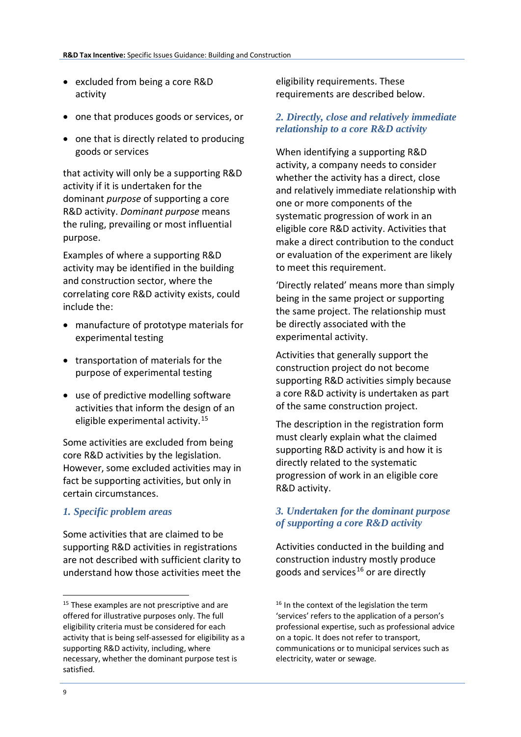- excluded from being a core R&D activity
- one that produces goods or services, or
- one that is directly related to producing goods or services

that activity will only be a supporting R&D activity if it is undertaken for the dominant *purpose* of supporting a core R&D activity. *Dominant purpose* means the ruling, prevailing or most influential purpose.

Examples of where a supporting R&D activity may be identified in the building and construction sector, where the correlating core R&D activity exists, could include the:

- manufacture of prototype materials for experimental testing
- transportation of materials for the purpose of experimental testing
- use of predictive modelling software activities that inform the design of an eligible experimental activity.[15]

Some activities are excluded from being core R&D activities by the legislation. However, some excluded activities may in fact be supporting activities, but only in certain circumstances.

### *1. Specific problem areas*

Some activities that are claimed to be supporting R&D activities in registrations are not described with sufficient clarity to understand how those activities meet the eligibility requirements. These requirements are described below.

### *2. Directly, close and relatively immediate relationship to a core R&D activity*

When identifying a supporting R&D activity, a company needs to consider whether the activity has a direct, close and relatively immediate relationship with one or more components of the systematic progression of work in an eligible core R&D activity. Activities that make a direct contribution to the conduct or evaluation of the experiment are likely to meet this requirement.

'Directly related' means more than simply being in the same project or supporting the same project. The relationship must be directly associated with the experimental activity.

Activities that generally support the construction project do not become supporting R&D activities simply because a core R&D activity is undertaken as part of the same construction project.

The description in the registration form must clearly explain what the claimed supporting R&D activity is and how it is directly related to the systematic progression of work in an eligible core R&D activity.

### *3. Undertaken for the dominant purpose of supporting a core R&D activity*

Activities conducted in the building and construction industry mostly produce goods and services[16] or are directly

---

[15] These examples are not prescriptive and are offered for illustrative purposes only. The full eligibility criteria must be considered for each activity that is being self-assessed for eligibility as a supporting R&D activity, including, where necessary, whether the dominant purpose test is satisfied.

[16] In the context of the legislation the term 'services' refers to the application of a person's professional expertise, such as professional advice on a topic. It does not refer to transport, communications or to municipal services such as electricity, water or sewage.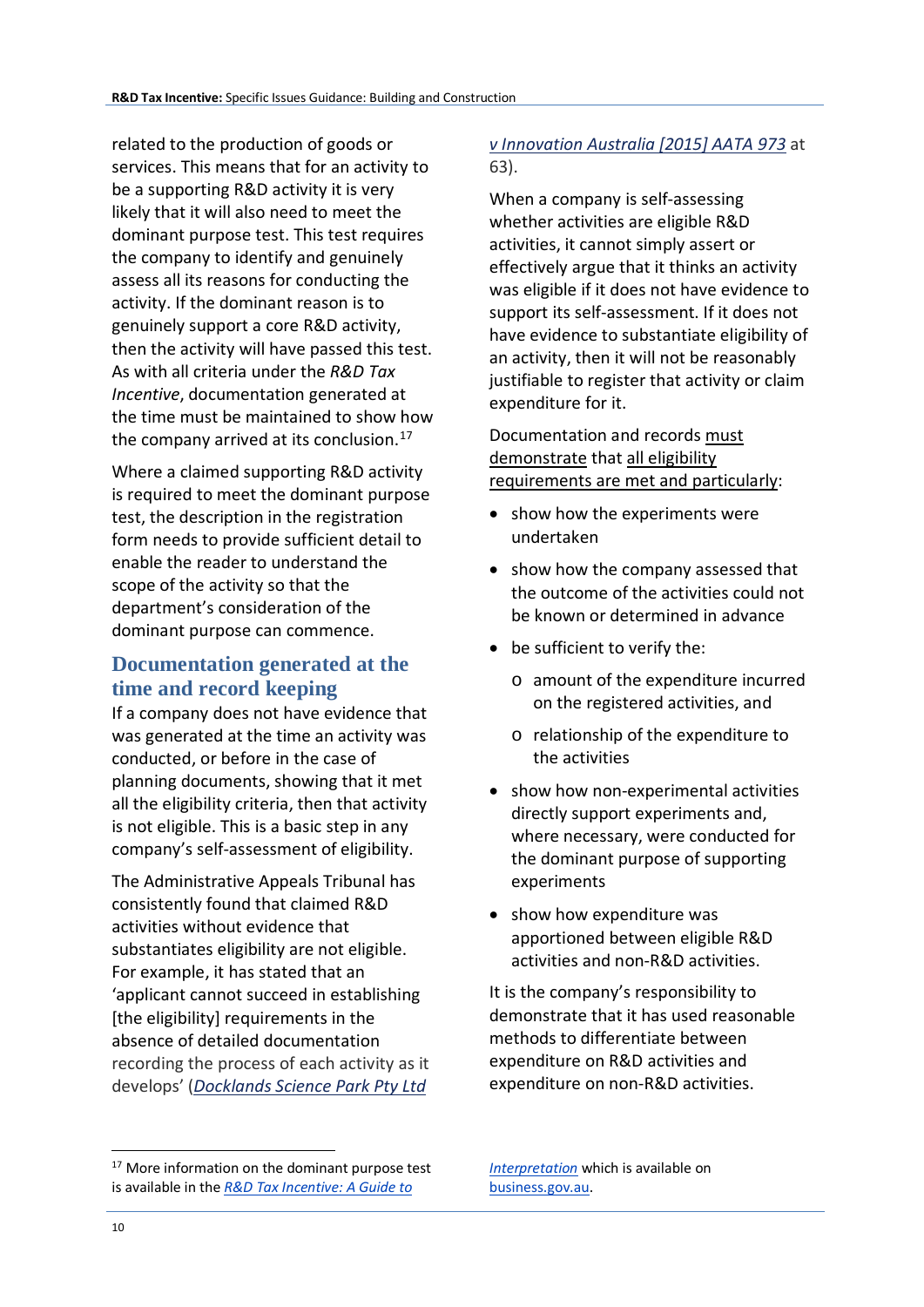related to the production of goods or services. This means that for an activity to be a supporting R&D activity it is very likely that it will also need to meet the dominant purpose test. This test requires the company to identify and genuinely assess all its reasons for conducting the activity. If the dominant reason is to genuinely support a core R&D activity, then the activity will have passed this test. As with all criteria under the *R&D Tax Incentive*, documentation generated at the time must be maintained to show how the company arrived at its conclusion.[17]

Where a claimed supporting R&D activity is required to meet the dominant purpose test, the description in the registration form needs to provide sufficient detail to enable the reader to understand the scope of the activity so that the department's consideration of the dominant purpose can commence.

## Documentation generated at the time and record keeping

If a company does not have evidence that was generated at the time an activity was conducted, or before in the case of planning documents, showing that it met all the eligibility criteria, then that activity is not eligible. This is a basic step in any company's self-assessment of eligibility.

The Administrative Appeals Tribunal has consistently found that claimed R&D activities without evidence that substantiates eligibility are not eligible. For example, it has stated that an 'applicant cannot succeed in establishing [the eligibility] requirements in the absence of detailed documentation recording the process of each activity as it develops' (*Docklands Science Park Pty Ltd v Innovation Australia [2015] AATA 973* at 63).

When a company is self-assessing whether activities are eligible R&D activities, it cannot simply assert or effectively argue that it thinks an activity was eligible if it does not have evidence to support its self-assessment. If it does not have evidence to substantiate eligibility of an activity, then it will not be reasonably justifiable to register that activity or claim expenditure for it.

Documentation and records must demonstrate that all eligibility requirements are met and particularly:

- show how the experiments were undertaken
- show how the company assessed that the outcome of the activities could not be known or determined in advance
- be sufficient to verify the:
  - amount of the expenditure incurred on the registered activities, and
  - relationship of the expenditure to the activities
- show how non-experimental activities directly support experiments and, where necessary, were conducted for the dominant purpose of supporting experiments
- show how expenditure was apportioned between eligible R&D activities and non-R&D activities.

It is the company's responsibility to demonstrate that it has used reasonable methods to differentiate between expenditure on R&D activities and expenditure on non-R&D activities.

[17] More information on the dominant purpose test is available in the *R&D Tax Incentive: A Guide to Interpretation* which is available on business.gov.au.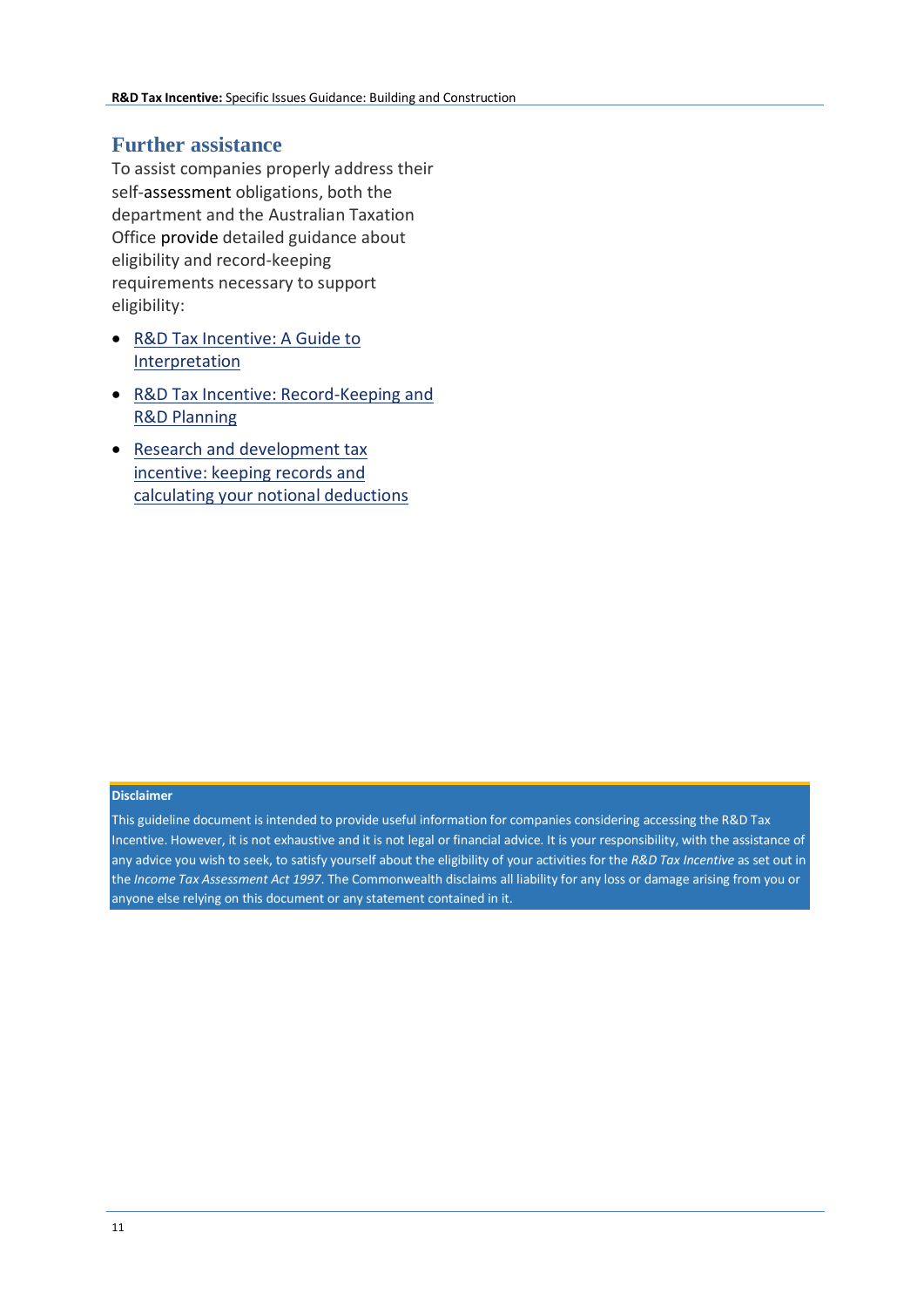## Further assistance

To assist companies properly address their self-assessment obligations, both the department and the Australian Taxation Office provide detailed guidance about eligibility and record-keeping requirements necessary to support eligibility:

- R&D Tax Incentive: A Guide to Interpretation
- R&D Tax Incentive: Record-Keeping and R&D Planning
- Research and development tax incentive: keeping records and calculating your notional deductions

**Disclaimer**

This guideline document is intended to provide useful information for companies considering accessing the R&D Tax Incentive. However, it is not exhaustive and it is not legal or financial advice. It is your responsibility, with the assistance of any advice you wish to seek, to satisfy yourself about the eligibility of your activities for the *R&D Tax Incentive* as set out in the *Income Tax Assessment Act 1997*. The Commonwealth disclaims all liability for any loss or damage arising from you or anyone else relying on this document or any statement contained in it.